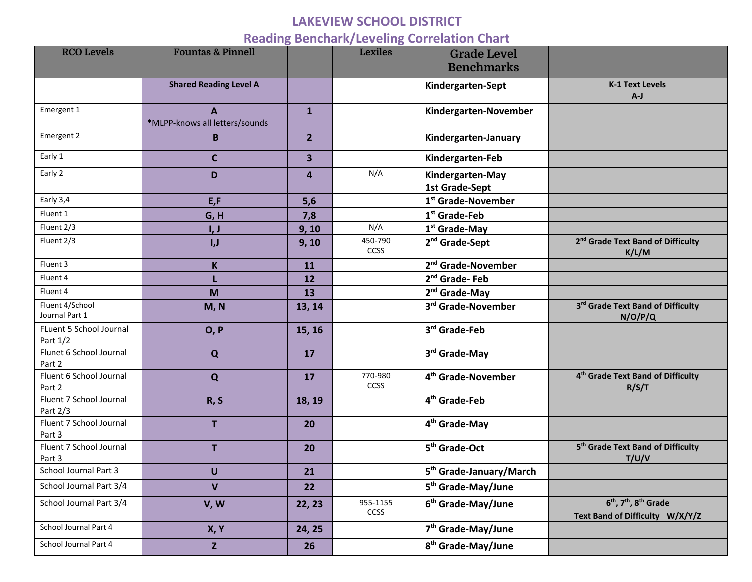# LAKEVIEW SCHOOL DISTRICT

## Reading Benchark/Leveling Correlation Chart

| RCO Levels | Fountas & Pinnell | | Lexiles | Grade Level Benchmarks | |
|---|---|---|---|---|---|
| | **Shared Reading Level A** | | | **Kindergarten-Sept** | **K-1 Text Levels A-J** |
| Emergent 1 | **A** *MLPP-knows all letters/sounds | **1** | | **Kindergarten-November** | |
| Emergent 2 | **B** | **2** | | **Kindergarten-January** | |
| Early 1 | **C** | **3** | | **Kindergarten-Feb** | |
| Early 2 | **D** | **4** | N/A | **Kindergarten-May 1st Grade-Sept** | |
| Early 3,4 | **E,F** | **5,6** | | **1st Grade-November** | |
| Fluent 1 | **G, H** | **7,8** | | **1st Grade-Feb** | |
| Fluent 2/3 | **I, J** | **9, 10** | N/A | **1st Grade-May** | |
| Fluent 2/3 | **I,J** | **9, 10** | 450-790 CCSS | **2nd Grade-Sept** | **2nd Grade Text Band of Difficulty K/L/M** |
| Fluent 3 | **K** | **11** | | **2nd Grade-November** | |
| Fluent 4 | **L** | **12** | | **2nd Grade- Feb** | |
| Fluent 4 | **M** | **13** | | **2nd Grade-May** | |
| Fluent 4/School Journal Part 1 | **M, N** | **13, 14** | | **3rd Grade-November** | **3rd Grade Text Band of Difficulty N/O/P/Q** |
| FLuent 5 School Journal Part 1/2 | **O, P** | **15, 16** | | **3rd Grade-Feb** | |
| Flunet 6 School Journal Part 2 | **Q** | **17** | | **3rd Grade-May** | |
| Fluent 6 School Journal Part 2 | **Q** | **17** | 770-980 CCSS | **4th Grade-November** | **4th Grade Text Band of Difficulty R/S/T** |
| Fluent 7 School Journal Part 2/3 | **R, S** | **18, 19** | | **4th Grade-Feb** | |
| Fluent 7 School Journal Part 3 | **T** | **20** | | **4th Grade-May** | |
| Fluent 7 School Journal Part 3 | **T** | **20** | | **5th Grade-Oct** | **5th Grade Text Band of Difficulty T/U/V** |
| School Journal Part 3 | **U** | **21** | | **5th Grade-January/March** | |
| School Journal Part 3/4 | **V** | **22** | | **5th Grade-May/June** | |
| School Journal Part 3/4 | **V, W** | **22, 23** | 955-1155 CCSS | **6th Grade-May/June** | **6th, 7th, 8th Grade Text Band of Difficulty W/X/Y/Z** |
| School Journal Part 4 | **X, Y** | **24, 25** | | **7th Grade-May/June** | |
| School Journal Part 4 | **Z** | **26** | | **8th Grade-May/June** | |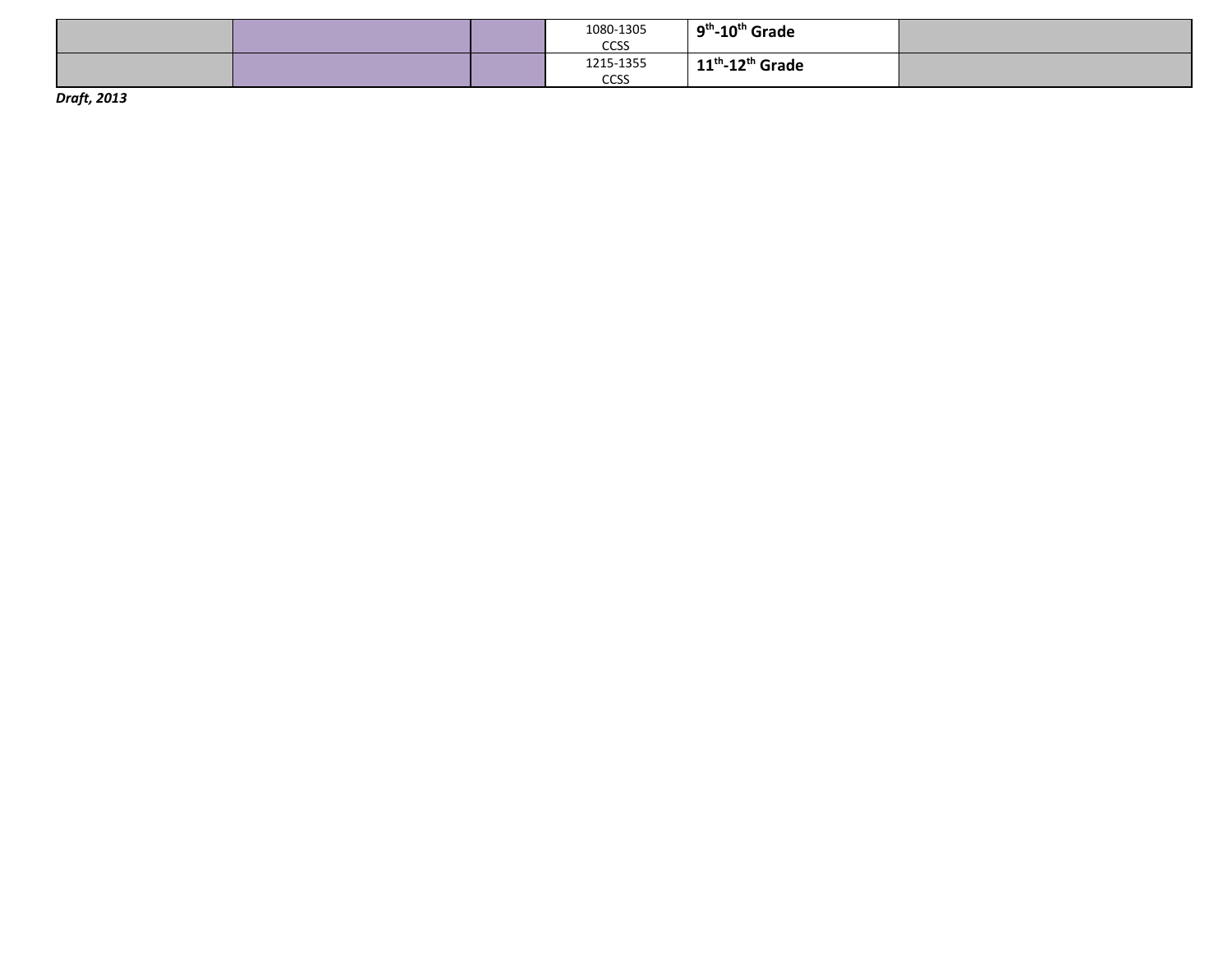| | | | | | |
|---|---|---|---|---|---|
| | | | 1080-1305 CCSS | **9th-10th Grade** | |
| | | | 1215-1355 CCSS | **11th-12th Grade** | |

***Draft, 2013***